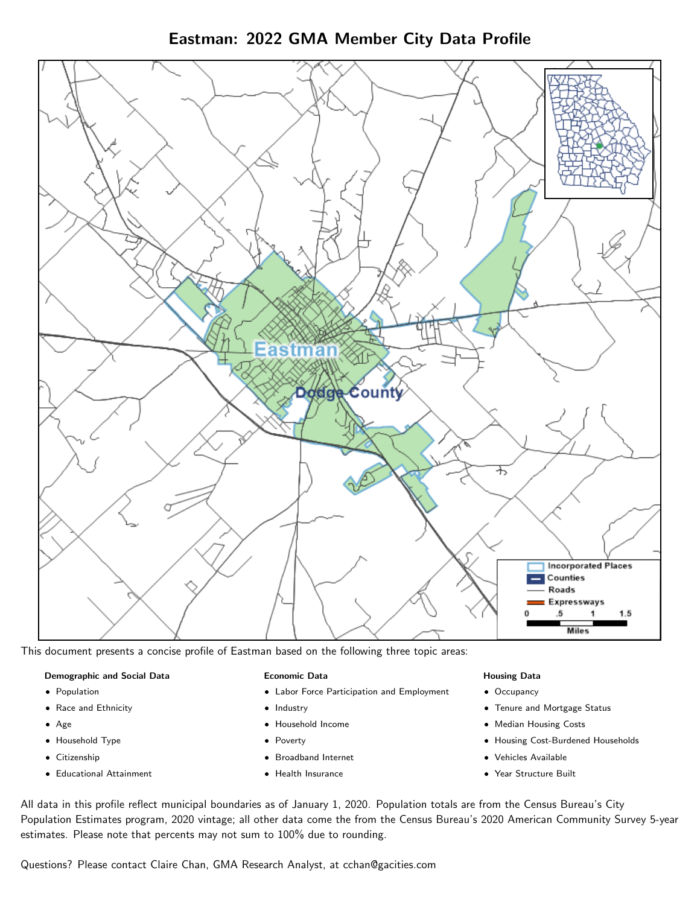# Eastman: 2022 GMA Member City Data Profile

This document presents a concise profile of Eastman based on the following three topic areas:

**Demographic and Social Data**

- Population
- Race and Ethnicity
- Age
- Household Type
- Citizenship
- Educational Attainment

**Economic Data**

- Labor Force Participation and Employment
- Industry
- Household Income
- Poverty
- Broadband Internet
- Health Insurance

**Housing Data**

- Occupancy
- Tenure and Mortgage Status
- Median Housing Costs
- Housing Cost-Burdened Households
- Vehicles Available
- Year Structure Built

All data in this profile reflect municipal boundaries as of January 1, 2020. Population totals are from the Census Bureau's City Population Estimates program, 2020 vintage; all other data come the from the Census Bureau's 2020 American Community Survey 5-year estimates. Please note that percents may not sum to 100% due to rounding.

Questions? Please contact Claire Chan, GMA Research Analyst, at cchan@gacities.com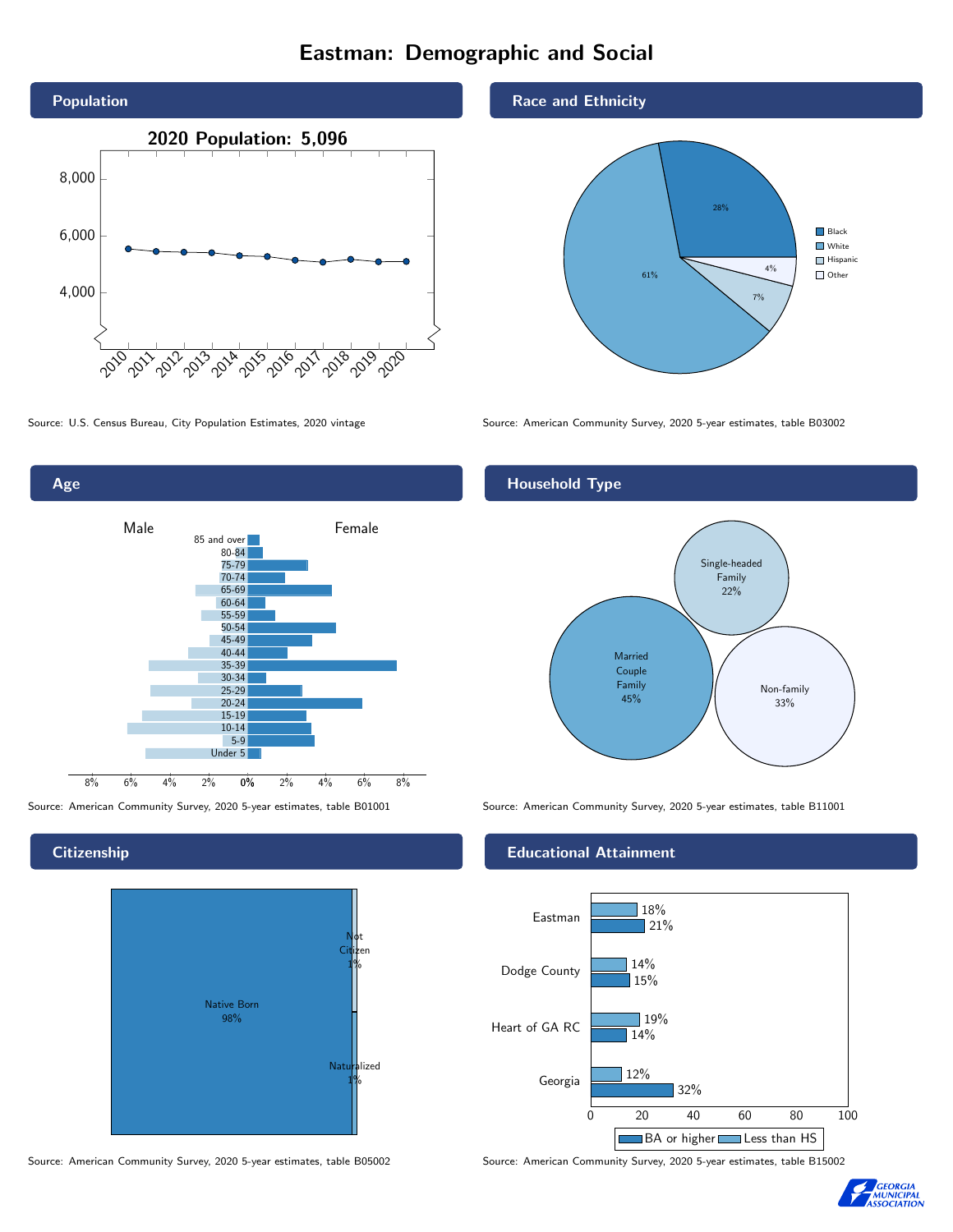# Eastman: Demographic and Social

## Population

2020 Population: 5,096

Source: U.S. Census Bureau, City Population Estimates, 2020 vintage

## Race and Ethnicity

| Race/Ethnicity | Percent |
|---|---|
| Black | 28% |
| White | 61% |
| Hispanic | 7% |
| Other | 4% |

Source: American Community Survey, 2020 5-year estimates, table B03002

## Age

Source: American Community Survey, 2020 5-year estimates, table B01001

## Household Type

| Household Type | Percent |
|---|---|
| Married Couple Family | 45% |
| Single-headed Family | 22% |
| Non-family | 33% |

Source: American Community Survey, 2020 5-year estimates, table B11001

## Citizenship

| Citizenship | Percent |
|---|---|
| Native Born | 98% |
| Not Citizen | 1% |
| Naturalized | 1% |

Source: American Community Survey, 2020 5-year estimates, table B05002

## Educational Attainment

| Area | Less than HS | BA or higher |
|---|---|---|
| Eastman | 18% | 21% |
| Dodge County | 14% | 15% |
| Heart of GA RC | 19% | 14% |
| Georgia | 12% | 32% |

Source: American Community Survey, 2020 5-year estimates, table B15002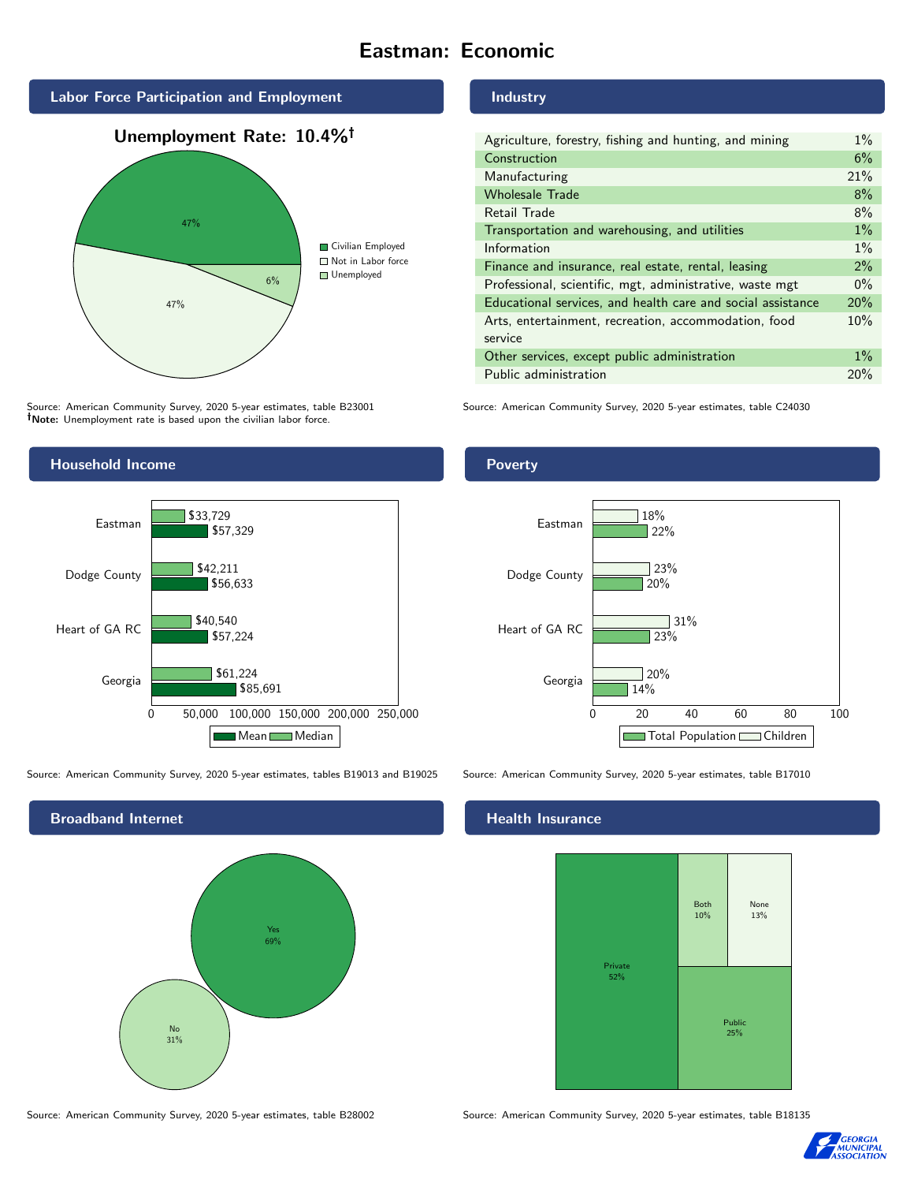# Eastman: Economic

## Labor Force Participation and Employment

**Unemployment Rate: 10.4%†**

| Category | Percent |
|---|---|
| Civilian Employed | 47% |
| Not in Labor force | 47% |
| Unemployed | 6% |

Source: American Community Survey, 2020 5-year estimates, table B23001
**†Note:** Unemployment rate is based upon the civilian labor force.

## Industry

| Industry | Percent |
|---|---|
| Agriculture, forestry, fishing and hunting, and mining | 1% |
| Construction | 6% |
| Manufacturing | 21% |
| Wholesale Trade | 8% |
| Retail Trade | 8% |
| Transportation and warehousing, and utilities | 1% |
| Information | 1% |
| Finance and insurance, real estate, rental, leasing | 2% |
| Professional, scientific, mgt, administrative, waste mgt | 0% |
| Educational services, and health care and social assistance | 20% |
| Arts, entertainment, recreation, accommodation, food service | 10% |
| Other services, except public administration | 1% |
| Public administration | 20% |

Source: American Community Survey, 2020 5-year estimates, table C24030

## Household Income

| Area | Median | Mean |
|---|---|---|
| Eastman | $33,729 | $57,329 |
| Dodge County | $42,211 | $56,633 |
| Heart of GA RC | $40,540 | $57,224 |
| Georgia | $61,224 | $85,691 |

Source: American Community Survey, 2020 5-year estimates, tables B19013 and B19025

## Poverty

| Area | Children | Total Population |
|---|---|---|
| Eastman | 18% | 22% |
| Dodge County | 23% | 20% |
| Heart of GA RC | 31% | 23% |
| Georgia | 20% | 14% |

Source: American Community Survey, 2020 5-year estimates, table B17010

## Broadband Internet

| Response | Percent |
|---|---|
| Yes | 69% |
| No | 31% |

Source: American Community Survey, 2020 5-year estimates, table B28002

## Health Insurance

| Type | Percent |
|---|---|
| Private | 52% |
| Public | 25% |
| None | 13% |
| Both | 10% |

Source: American Community Survey, 2020 5-year estimates, table B18135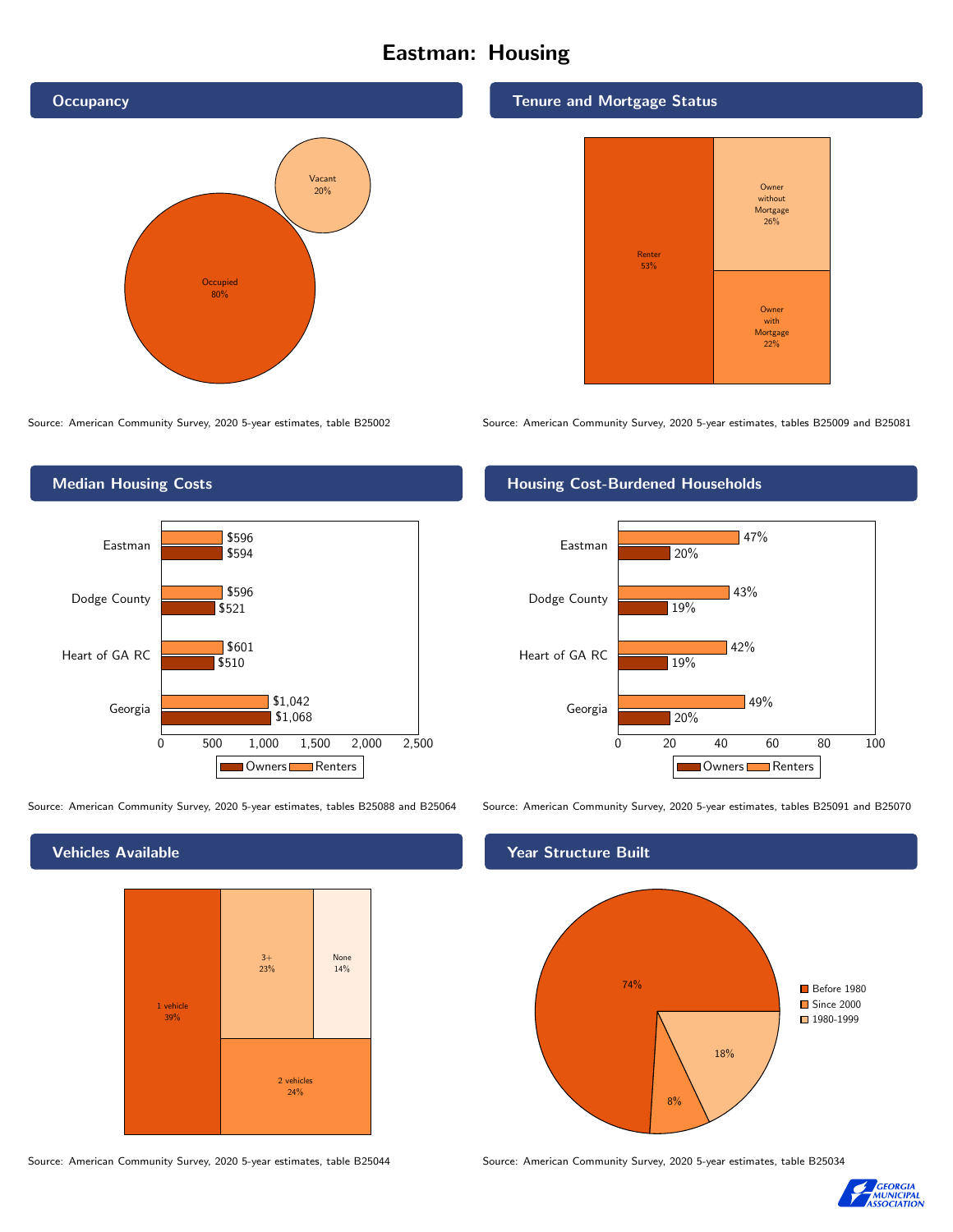# Eastman: Housing

## Occupancy

Vacant
20%

Occupied
80%

Source: American Community Survey, 2020 5-year estimates, table B25002

## Tenure and Mortgage Status

Renter
53%

Owner without Mortgage
26%

Owner with Mortgage
22%

Source: American Community Survey, 2020 5-year estimates, tables B25009 and B25081

## Median Housing Costs

Eastman
$596
$594

Dodge County
$596
$521

Heart of GA RC
$601
$510

Georgia
$1,042
$1,068

0 500 1,000 1,500 2,000 2,500

Owners Renters

Source: American Community Survey, 2020 5-year estimates, tables B25088 and B25064

## Housing Cost-Burdened Households

Eastman
47%
20%

Dodge County
43%
19%

Heart of GA RC
42%
19%

Georgia
49%
20%

0 20 40 60 80 100

Owners Renters

Source: American Community Survey, 2020 5-year estimates, tables B25091 and B25070

## Vehicles Available

1 vehicle
39%

3+
23%

None
14%

2 vehicles
24%

Source: American Community Survey, 2020 5-year estimates, table B25044

## Year Structure Built

74%

8%

18%

Before 1980
Since 2000
1980-1999

Source: American Community Survey, 2020 5-year estimates, table B25034